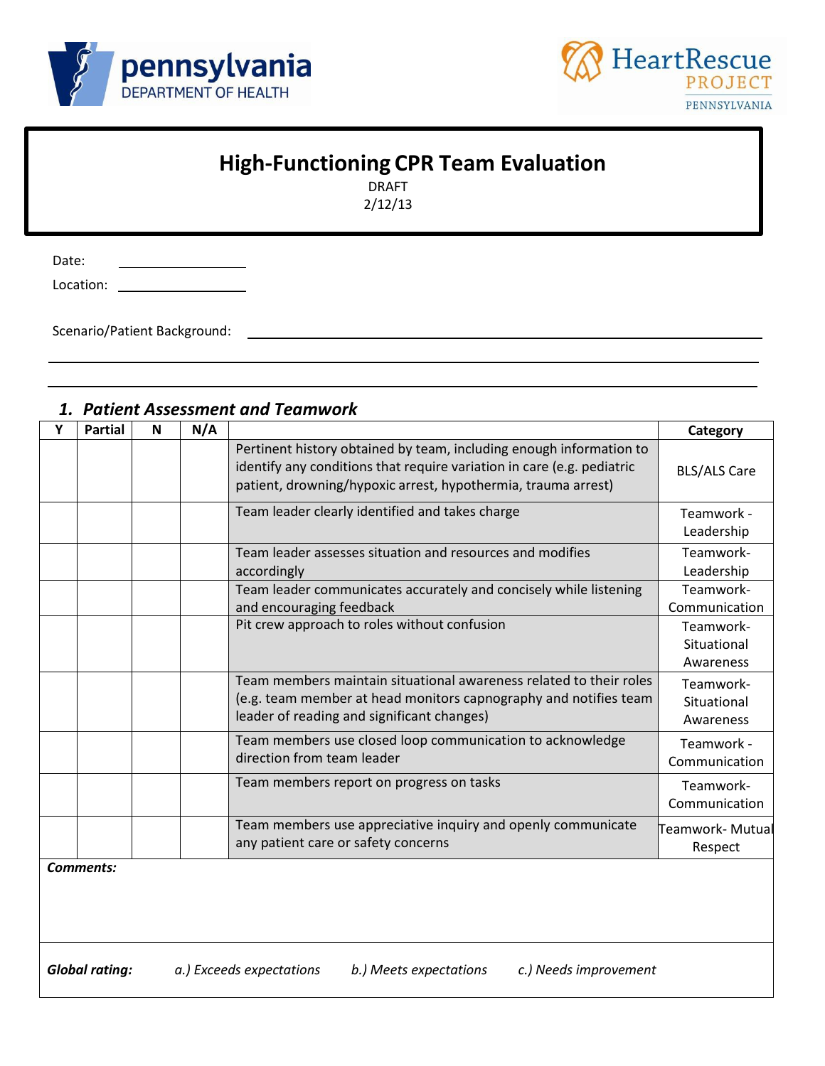# High-Functioning CPR Team Evaluation

DRAFT

2/12/13

Date: \_\_\_\_\_\_\_\_\_\_\_\_\_\_\_\_

Location: \_\_\_\_\_\_\_\_\_\_\_\_\_\_\_\_

Scenario/Patient Background: \_\_\_\_\_\_\_\_\_\_\_\_\_\_\_\_\_\_\_\_\_\_\_\_\_\_\_\_\_\_\_\_\_\_\_\_\_\_\_\_\_\_\_\_\_\_\_\_

## *1. Patient Assessment and Teamwork*

| Y | Partial | N | N/A | | Category |
|---|---|---|---|---|---|
| | | | | Pertinent history obtained by team, including enough information to identify any conditions that require variation in care (e.g. pediatric patient, drowning/hypoxic arrest, hypothermia, trauma arrest) | BLS/ALS Care |
| | | | | Team leader clearly identified and takes charge | Teamwork - Leadership |
| | | | | Team leader assesses situation and resources and modifies accordingly | Teamwork- Leadership |
| | | | | Team leader communicates accurately and concisely while listening and encouraging feedback | Teamwork- Communication |
| | | | | Pit crew approach to roles without confusion | Teamwork- Situational Awareness |
| | | | | Team members maintain situational awareness related to their roles (e.g. team member at head monitors capnography and notifies team leader of reading and significant changes) | Teamwork- Situational Awareness |
| | | | | Team members use closed loop communication to acknowledge direction from team leader | Teamwork - Communication |
| | | | | Team members report on progress on tasks | Teamwork- Communication |
| | | | | Team members use appreciative inquiry and openly communicate any patient care or safety concerns | Teamwork- Mutual Respect |

***Comments:***

***Global rating:*** *a.) Exceeds expectations* *b.) Meets expectations* *c.) Needs improvement*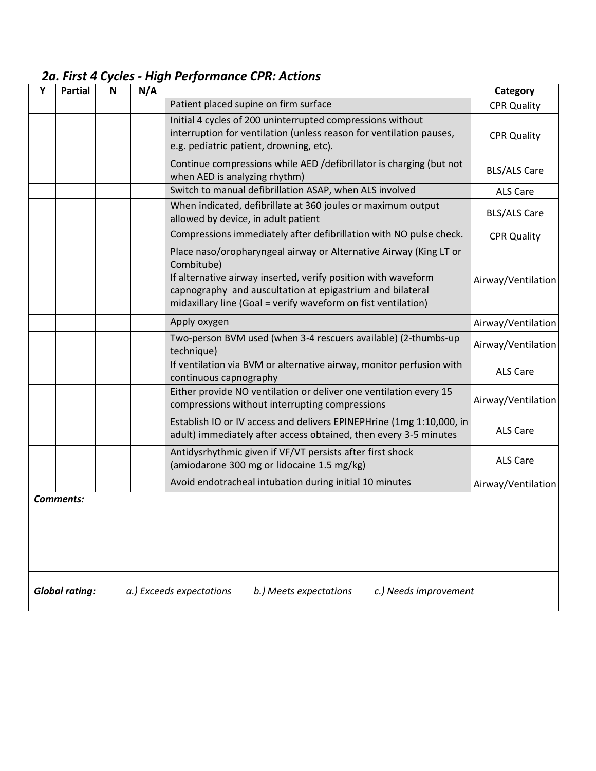## *2a. First 4 Cycles - High Performance CPR: Actions*

| Y | Partial | N | N/A | | Category |
|---|---|---|---|---|---|
| | | | | Patient placed supine on firm surface | CPR Quality |
| | | | | Initial 4 cycles of 200 uninterrupted compressions without interruption for ventilation (unless reason for ventilation pauses, e.g. pediatric patient, drowning, etc). | CPR Quality |
| | | | | Continue compressions while AED /defibrillator is charging (but not when AED is analyzing rhythm) | BLS/ALS Care |
| | | | | Switch to manual defibrillation ASAP, when ALS involved | ALS Care |
| | | | | When indicated, defibrillate at 360 joules or maximum output allowed by device, in adult patient | BLS/ALS Care |
| | | | | Compressions immediately after defibrillation with NO pulse check. | CPR Quality |
| | | | | Place naso/oropharyngeal airway or Alternative Airway (King LT or Combitube)<br>If alternative airway inserted, verify position with waveform capnography and auscultation at epigastrium and bilateral midaxillary line (Goal = verify waveform on fist ventilation) | Airway/Ventilation |
| | | | | Apply oxygen | Airway/Ventilation |
| | | | | Two-person BVM used (when 3-4 rescuers available) (2-thumbs-up technique) | Airway/Ventilation |
| | | | | If ventilation via BVM or alternative airway, monitor perfusion with continuous capnography | ALS Care |
| | | | | Either provide NO ventilation or deliver one ventilation every 15 compressions without interrupting compressions | Airway/Ventilation |
| | | | | Establish IO or IV access and delivers EPINEPHrine (1mg 1:10,000, in adult) immediately after access obtained, then every 3-5 minutes | ALS Care |
| | | | | Antidysrhythmic given if VF/VT persists after first shock (amiodarone 300 mg or lidocaine 1.5 mg/kg) | ALS Care |
| | | | | Avoid endotracheal intubation during initial 10 minutes | Airway/Ventilation |

***Comments:***

***Global rating:*** *a.) Exceeds expectations* *b.) Meets expectations* *c.) Needs improvement*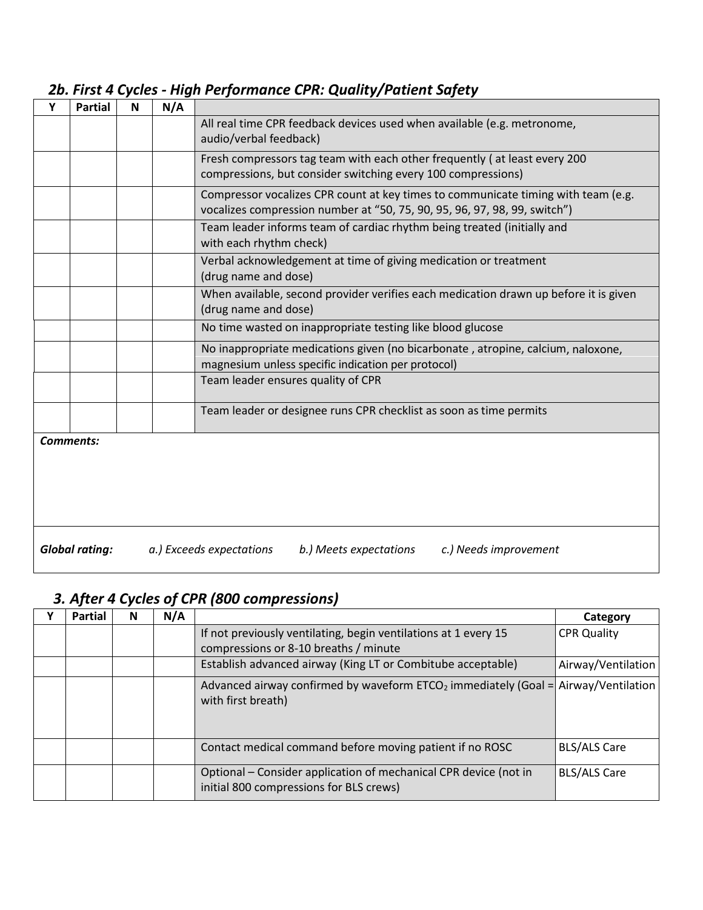## *2b. First 4 Cycles - High Performance CPR: Quality/Patient Safety*

| Y | Partial | N | N/A | |
|---|---|---|---|---|
| | | | | All real time CPR feedback devices used when available (e.g. metronome, audio/verbal feedback) |
| | | | | Fresh compressors tag team with each other frequently ( at least every 200 compressions, but consider switching every 100 compressions) |
| | | | | Compressor vocalizes CPR count at key times to communicate timing with team (e.g. vocalizes compression number at “50, 75, 90, 95, 96, 97, 98, 99, switch”) |
| | | | | Team leader informs team of cardiac rhythm being treated (initially and with each rhythm check) |
| | | | | Verbal acknowledgement at time of giving medication or treatment (drug name and dose) |
| | | | | When available, second provider verifies each medication drawn up before it is given (drug name and dose) |
| | | | | No time wasted on inappropriate testing like blood glucose |
| | | | | No inappropriate medications given (no bicarbonate , atropine, calcium, naloxone, magnesium unless specific indication per protocol) |
| | | | | Team leader ensures quality of CPR |
| | | | | Team leader or designee runs CPR checklist as soon as time permits |

***Comments:***

***Global rating:*** *a.) Exceeds expectations* *b.) Meets expectations* *c.) Needs improvement*

## *3. After 4 Cycles of CPR (800 compressions)*

| Y | Partial | N | N/A | | Category |
|---|---|---|---|---|---|
| | | | | If not previously ventilating, begin ventilations at 1 every 15 compressions or 8-10 breaths / minute | CPR Quality |
| | | | | Establish advanced airway (King LT or Combitube acceptable) | Airway/Ventilation |
| | | | | Advanced airway confirmed by waveform $ETCO_2$ immediately (Goal = with first breath) | Airway/Ventilation |
| | | | | Contact medical command before moving patient if no ROSC | BLS/ALS Care |
| | | | | Optional – Consider application of mechanical CPR device (not in initial 800 compressions for BLS crews) | BLS/ALS Care |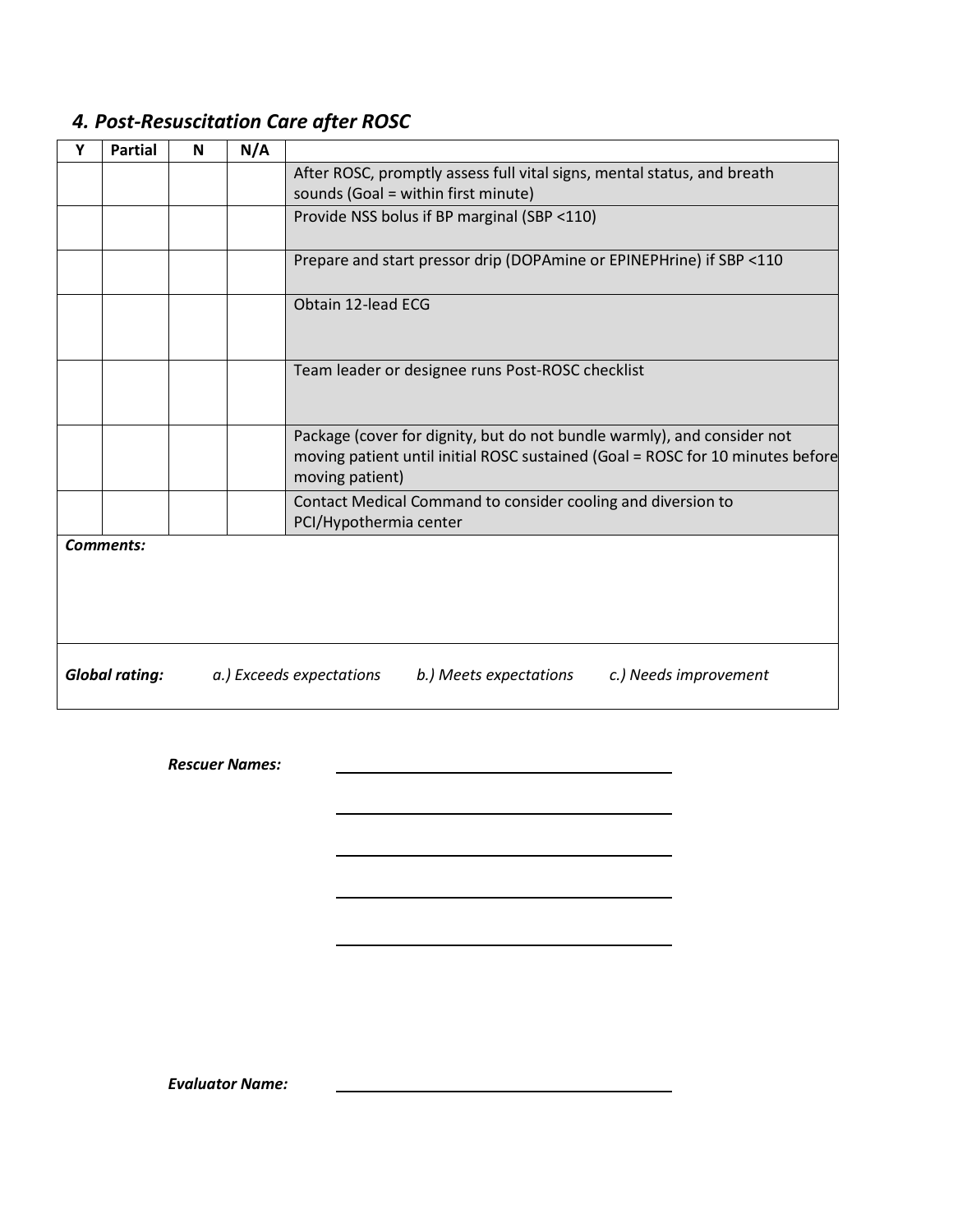### *4. Post-Resuscitation Care after ROSC*

| Y | Partial | N | N/A | |
|---|---|---|---|---|
| | | | | After ROSC, promptly assess full vital signs, mental status, and breath sounds (Goal = within first minute) |
| | | | | Provide NSS bolus if BP marginal (SBP <110) |
| | | | | Prepare and start pressor drip (DOPAmine or EPINEPHrine) if SBP <110 |
| | | | | Obtain 12-lead ECG |
| | | | | Team leader or designee runs Post-ROSC checklist |
| | | | | Package (cover for dignity, but do not bundle warmly), and consider not moving patient until initial ROSC sustained (Goal = ROSC for 10 minutes before moving patient) |
| | | | | Contact Medical Command to consider cooling and diversion to PCI/Hypothermia center |

***Comments:***

***Global rating:*** *a.) Exceeds expectations* *b.) Meets expectations* *c.) Needs improvement*

***Rescuer Names:*** ______________________

______________________

______________________

______________________

______________________

***Evaluator Name:*** ______________________